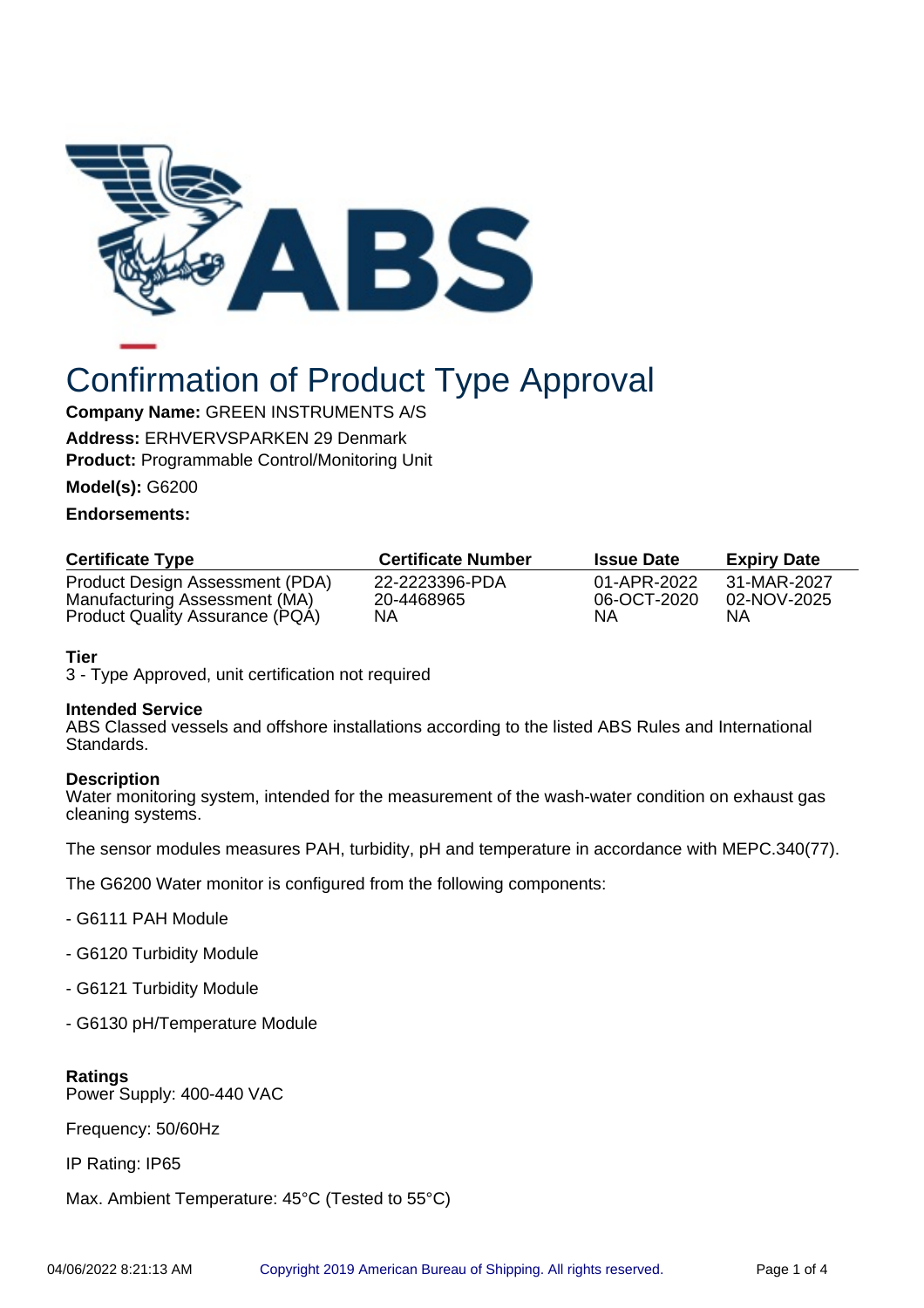# Confirmation of Product Type Approval

**Company Name:** GREEN INSTRUMENTS A/S

**Address:** ERHVERVSPARKEN 29 Denmark

**Product:** Programmable Control/Monitoring Unit

**Model(s):** G6200

**Endorsements:**

| Certificate Type | Certificate Number | Issue Date | Expiry Date |
|---|---|---|---|
| Product Design Assessment (PDA) | 22-2223396-PDA | 01-APR-2022 | 31-MAR-2027 |
| Manufacturing Assessment (MA) | 20-4468965 | 06-OCT-2020 | 02-NOV-2025 |
| Product Quality Assurance (PQA) | NA | NA | NA |

**Tier**
3 - Type Approved, unit certification not required

**Intended Service**
ABS Classed vessels and offshore installations according to the listed ABS Rules and International Standards.

**Description**
Water monitoring system, intended for the measurement of the wash-water condition on exhaust gas cleaning systems.

The sensor modules measures PAH, turbidity, pH and temperature in accordance with MEPC.340(77).

The G6200 Water monitor is configured from the following components:

- G6111 PAH Module
- G6120 Turbidity Module
- G6121 Turbidity Module
- G6130 pH/Temperature Module

**Ratings**
Power Supply: 400-440 VAC

Frequency: 50/60Hz

IP Rating: IP65

Max. Ambient Temperature: 45°C (Tested to 55°C)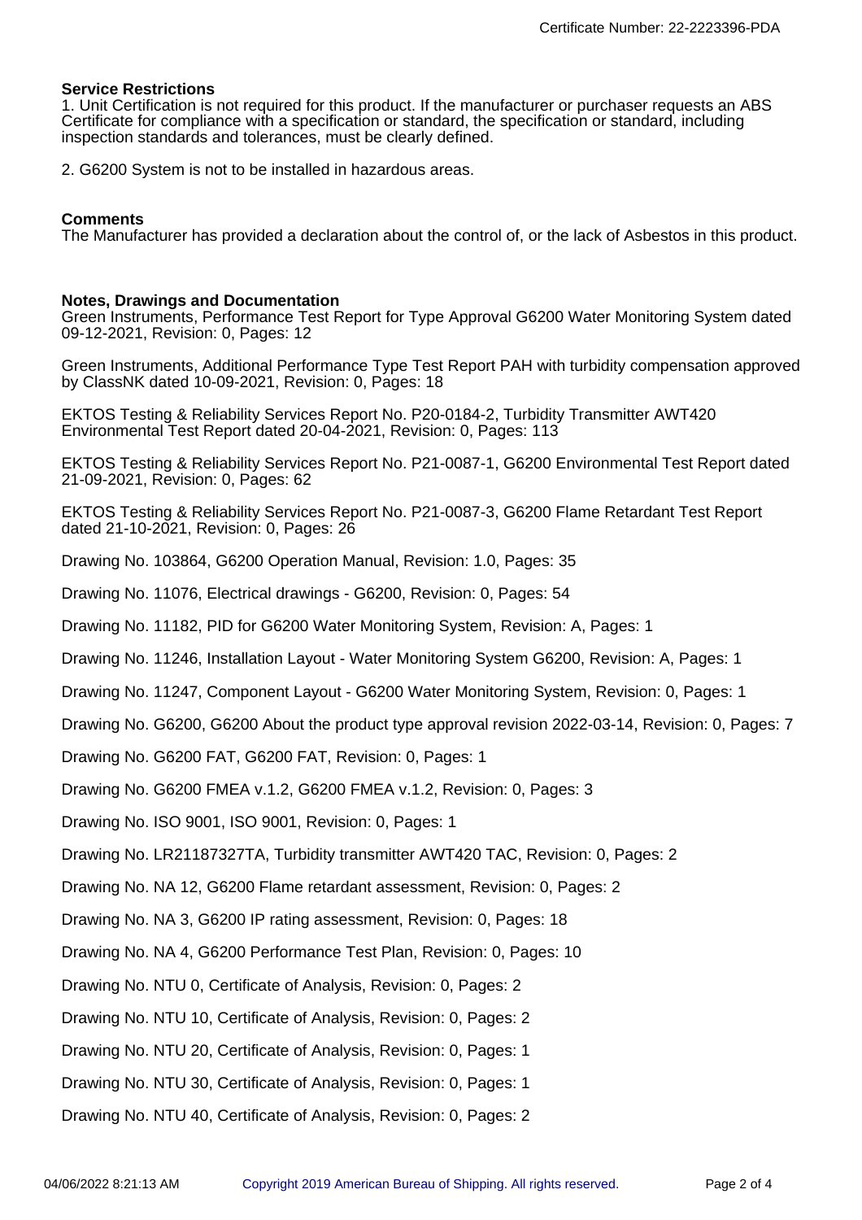**Service Restrictions**

1. Unit Certification is not required for this product. If the manufacturer or purchaser requests an ABS Certificate for compliance with a specification or standard, the specification or standard, including inspection standards and tolerances, must be clearly defined.

2. G6200 System is not to be installed in hazardous areas.

**Comments**

The Manufacturer has provided a declaration about the control of, or the lack of Asbestos in this product.

**Notes, Drawings and Documentation**

Green Instruments, Performance Test Report for Type Approval G6200 Water Monitoring System dated 09-12-2021, Revision: 0, Pages: 12

Green Instruments, Additional Performance Type Test Report PAH with turbidity compensation approved by ClassNK dated 10-09-2021, Revision: 0, Pages: 18

EKTOS Testing & Reliability Services Report No. P20-0184-2, Turbidity Transmitter AWT420 Environmental Test Report dated 20-04-2021, Revision: 0, Pages: 113

EKTOS Testing & Reliability Services Report No. P21-0087-1, G6200 Environmental Test Report dated 21-09-2021, Revision: 0, Pages: 62

EKTOS Testing & Reliability Services Report No. P21-0087-3, G6200 Flame Retardant Test Report dated 21-10-2021, Revision: 0, Pages: 26

Drawing No. 103864, G6200 Operation Manual, Revision: 1.0, Pages: 35

Drawing No. 11076, Electrical drawings - G6200, Revision: 0, Pages: 54

Drawing No. 11182, PID for G6200 Water Monitoring System, Revision: A, Pages: 1

Drawing No. 11246, Installation Layout - Water Monitoring System G6200, Revision: A, Pages: 1

Drawing No. 11247, Component Layout - G6200 Water Monitoring System, Revision: 0, Pages: 1

Drawing No. G6200, G6200 About the product type approval revision 2022-03-14, Revision: 0, Pages: 7

Drawing No. G6200 FAT, G6200 FAT, Revision: 0, Pages: 1

Drawing No. G6200 FMEA v.1.2, G6200 FMEA v.1.2, Revision: 0, Pages: 3

Drawing No. ISO 9001, ISO 9001, Revision: 0, Pages: 1

Drawing No. LR21187327TA, Turbidity transmitter AWT420 TAC, Revision: 0, Pages: 2

Drawing No. NA 12, G6200 Flame retardant assessment, Revision: 0, Pages: 2

Drawing No. NA 3, G6200 IP rating assessment, Revision: 0, Pages: 18

Drawing No. NA 4, G6200 Performance Test Plan, Revision: 0, Pages: 10

Drawing No. NTU 0, Certificate of Analysis, Revision: 0, Pages: 2

Drawing No. NTU 10, Certificate of Analysis, Revision: 0, Pages: 2

Drawing No. NTU 20, Certificate of Analysis, Revision: 0, Pages: 1

Drawing No. NTU 30, Certificate of Analysis, Revision: 0, Pages: 1

Drawing No. NTU 40, Certificate of Analysis, Revision: 0, Pages: 2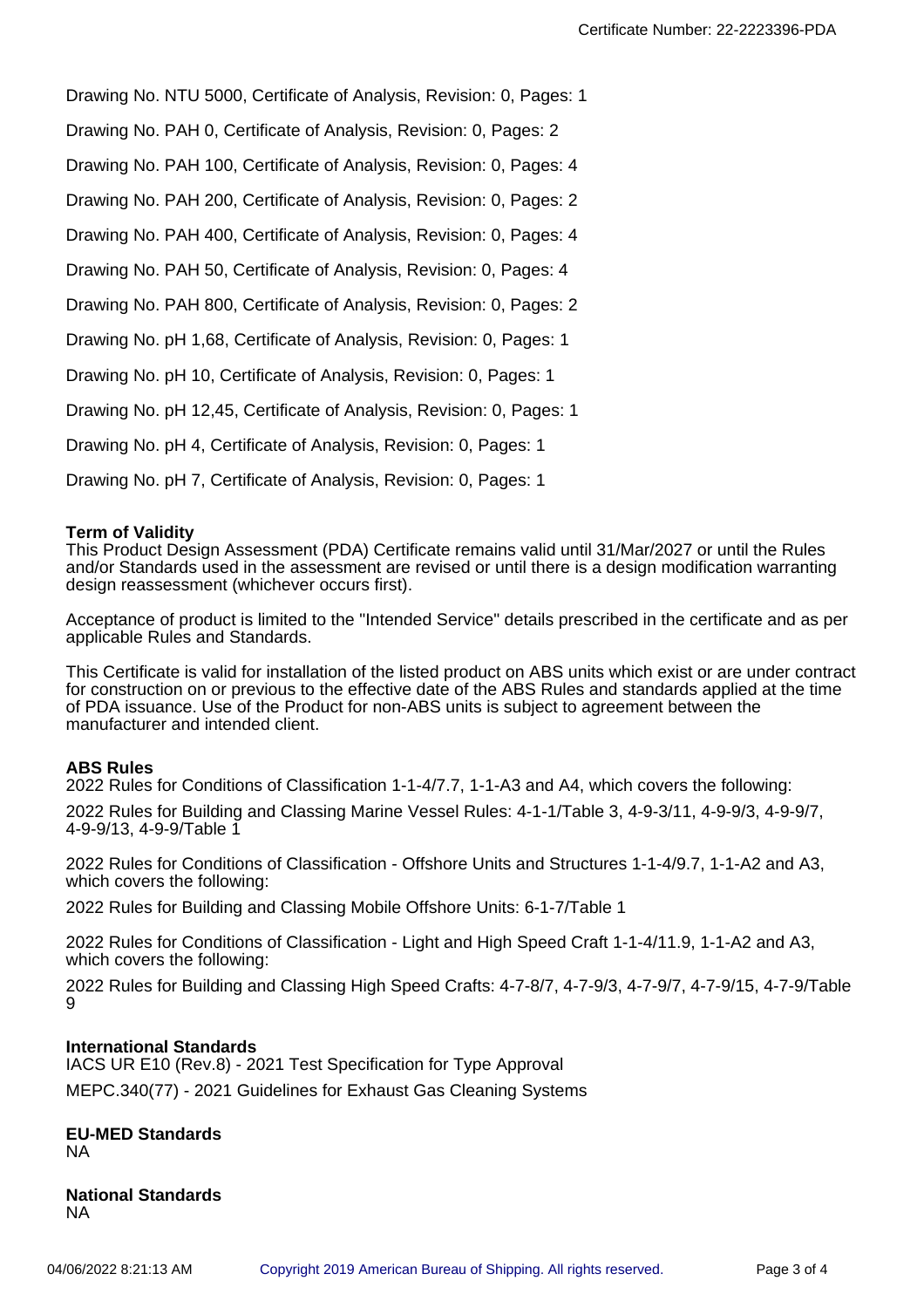Drawing No. NTU 5000, Certificate of Analysis, Revision: 0, Pages: 1

Drawing No. PAH 0, Certificate of Analysis, Revision: 0, Pages: 2

Drawing No. PAH 100, Certificate of Analysis, Revision: 0, Pages: 4

Drawing No. PAH 200, Certificate of Analysis, Revision: 0, Pages: 2

Drawing No. PAH 400, Certificate of Analysis, Revision: 0, Pages: 4

Drawing No. PAH 50, Certificate of Analysis, Revision: 0, Pages: 4

Drawing No. PAH 800, Certificate of Analysis, Revision: 0, Pages: 2

Drawing No. pH 1,68, Certificate of Analysis, Revision: 0, Pages: 1

Drawing No. pH 10, Certificate of Analysis, Revision: 0, Pages: 1

Drawing No. pH 12,45, Certificate of Analysis, Revision: 0, Pages: 1

Drawing No. pH 4, Certificate of Analysis, Revision: 0, Pages: 1

Drawing No. pH 7, Certificate of Analysis, Revision: 0, Pages: 1

**Term of Validity**

This Product Design Assessment (PDA) Certificate remains valid until 31/Mar/2027 or until the Rules and/or Standards used in the assessment are revised or until there is a design modification warranting design reassessment (whichever occurs first).

Acceptance of product is limited to the "Intended Service" details prescribed in the certificate and as per applicable Rules and Standards.

This Certificate is valid for installation of the listed product on ABS units which exist or are under contract for construction on or previous to the effective date of the ABS Rules and standards applied at the time of PDA issuance. Use of the Product for non-ABS units is subject to agreement between the manufacturer and intended client.

**ABS Rules**

2022 Rules for Conditions of Classification 1-1-4/7.7, 1-1-A3 and A4, which covers the following:

2022 Rules for Building and Classing Marine Vessel Rules: 4-1-1/Table 3, 4-9-3/11, 4-9-9/3, 4-9-9/7, 4-9-9/13, 4-9-9/Table 1

2022 Rules for Conditions of Classification - Offshore Units and Structures 1-1-4/9.7, 1-1-A2 and A3, which covers the following:

2022 Rules for Building and Classing Mobile Offshore Units: 6-1-7/Table 1

2022 Rules for Conditions of Classification - Light and High Speed Craft 1-1-4/11.9, 1-1-A2 and A3, which covers the following:

2022 Rules for Building and Classing High Speed Crafts: 4-7-8/7, 4-7-9/3, 4-7-9/7, 4-7-9/15, 4-7-9/Table 9

**International Standards**

IACS UR E10 (Rev.8) - 2021 Test Specification for Type Approval

MEPC.340(77) - 2021 Guidelines for Exhaust Gas Cleaning Systems

**EU-MED Standards**

NA

**National Standards**

NA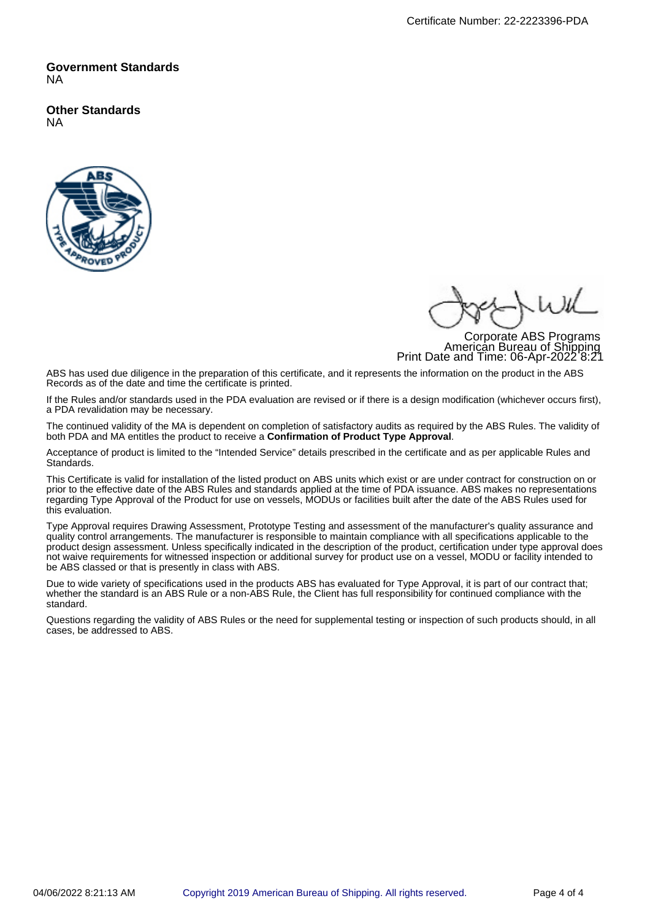Certificate Number: 22-2223396-PDA

**Government Standards**
NA

**Other Standards**
NA

Corporate ABS Programs
American Bureau of Shipping
Print Date and Time: 06-Apr-2022 8:21

ABS has used due diligence in the preparation of this certificate, and it represents the information on the product in the ABS Records as of the date and time the certificate is printed.

If the Rules and/or standards used in the PDA evaluation are revised or if there is a design modification (whichever occurs first), a PDA revalidation may be necessary.

The continued validity of the MA is dependent on completion of satisfactory audits as required by the ABS Rules. The validity of both PDA and MA entitles the product to receive a **Confirmation of Product Type Approval**.

Acceptance of product is limited to the "Intended Service" details prescribed in the certificate and as per applicable Rules and Standards.

This Certificate is valid for installation of the listed product on ABS units which exist or are under contract for construction on or prior to the effective date of the ABS Rules and standards applied at the time of PDA issuance. ABS makes no representations regarding Type Approval of the Product for use on vessels, MODUs or facilities built after the date of the ABS Rules used for this evaluation.

Type Approval requires Drawing Assessment, Prototype Testing and assessment of the manufacturer's quality assurance and quality control arrangements. The manufacturer is responsible to maintain compliance with all specifications applicable to the product design assessment. Unless specifically indicated in the description of the product, certification under type approval does not waive requirements for witnessed inspection or additional survey for product use on a vessel, MODU or facility intended to be ABS classed or that is presently in class with ABS.

Due to wide variety of specifications used in the products ABS has evaluated for Type Approval, it is part of our contract that; whether the standard is an ABS Rule or a non-ABS Rule, the Client has full responsibility for continued compliance with the standard.

Questions regarding the validity of ABS Rules or the need for supplemental testing or inspection of such products should, in all cases, be addressed to ABS.